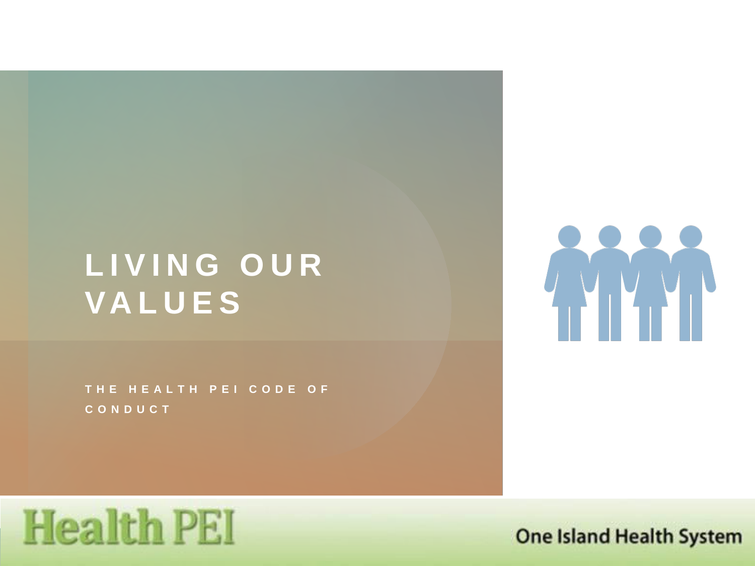# LIVING OUR VALUES

THE HEALTH PEI CODE OF CONDUCT

Health PEI

One Island Health System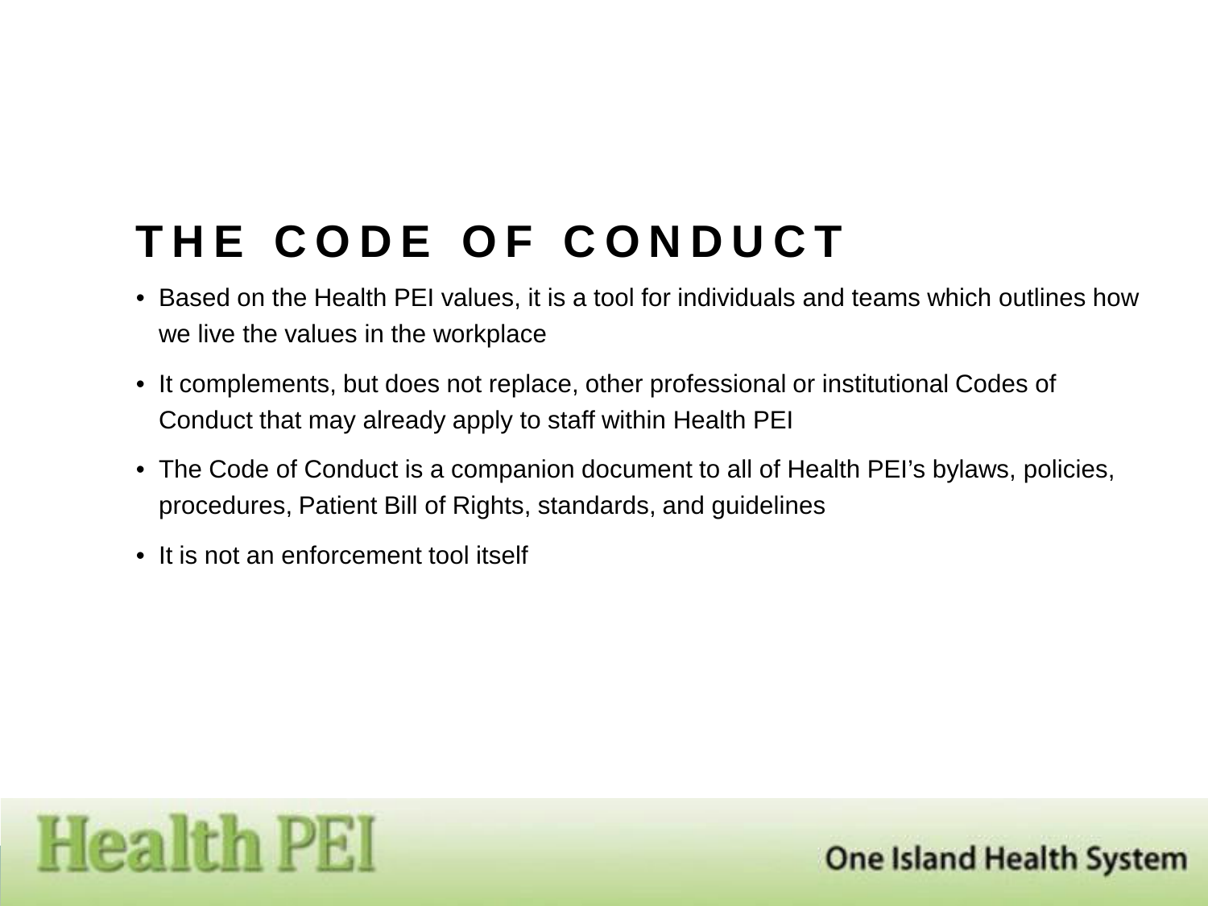# THE CODE OF CONDUCT

- Based on the Health PEI values, it is a tool for individuals and teams which outlines how we live the values in the workplace
- It complements, but does not replace, other professional or institutional Codes of Conduct that may already apply to staff within Health PEI
- The Code of Conduct is a companion document to all of Health PEI's bylaws, policies, procedures, Patient Bill of Rights, standards, and guidelines
- It is not an enforcement tool itself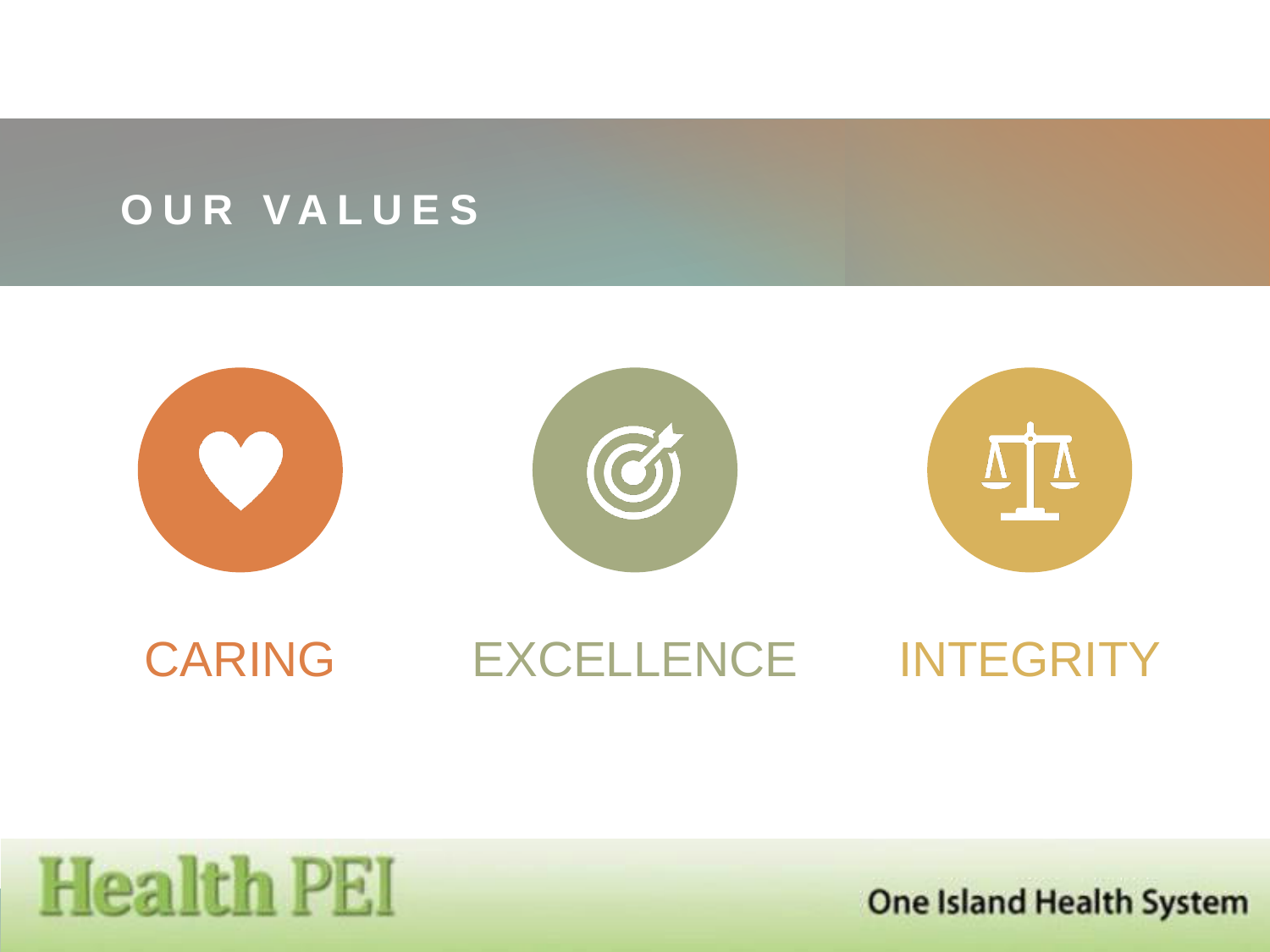# OUR VALUES

CARING

EXCELLENCE

INTEGRITY

Health PEI

One Island Health System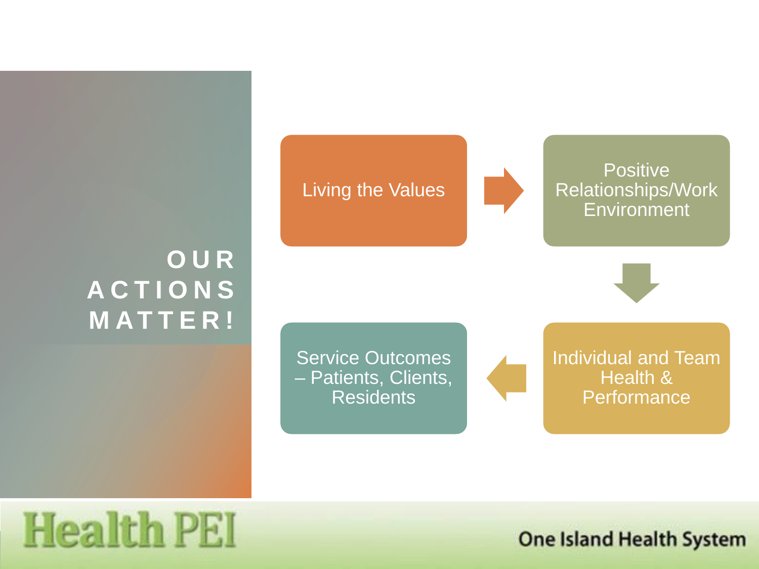# OUR ACTIONS MATTER!

Living the Values → Positive Relationships/Work Environment → Individual and Team Health & Performance → Service Outcomes – Patients, Clients, Residents

Health PEI

One Island Health System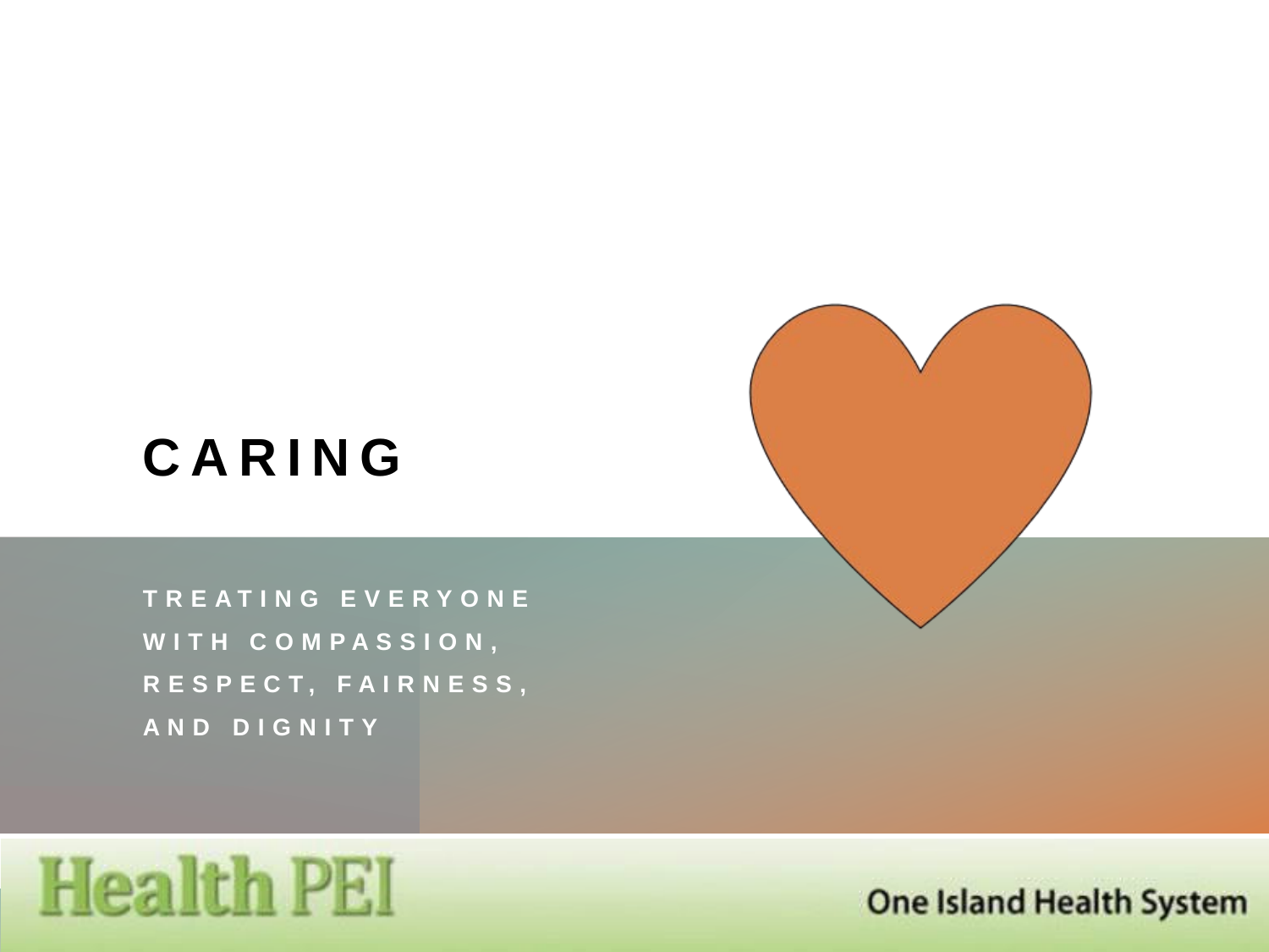# CARING

TREATING EVERYONE WITH COMPASSION, RESPECT, FAIRNESS, AND DIGNITY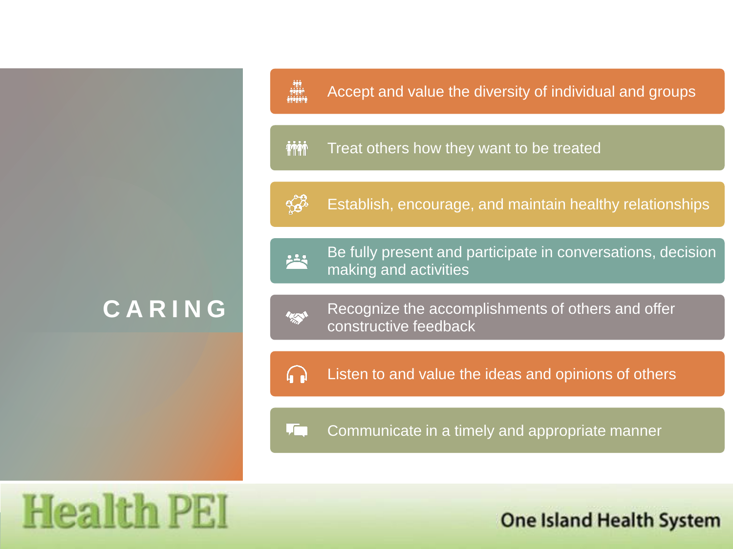# CARING

- Accept and value the diversity of individual and groups
- Treat others how they want to be treated
- Establish, encourage, and maintain healthy relationships
- Be fully present and participate in conversations, decision making and activities
- Recognize the accomplishments of others and offer constructive feedback
- Listen to and value the ideas and opinions of others
- Communicate in a timely and appropriate manner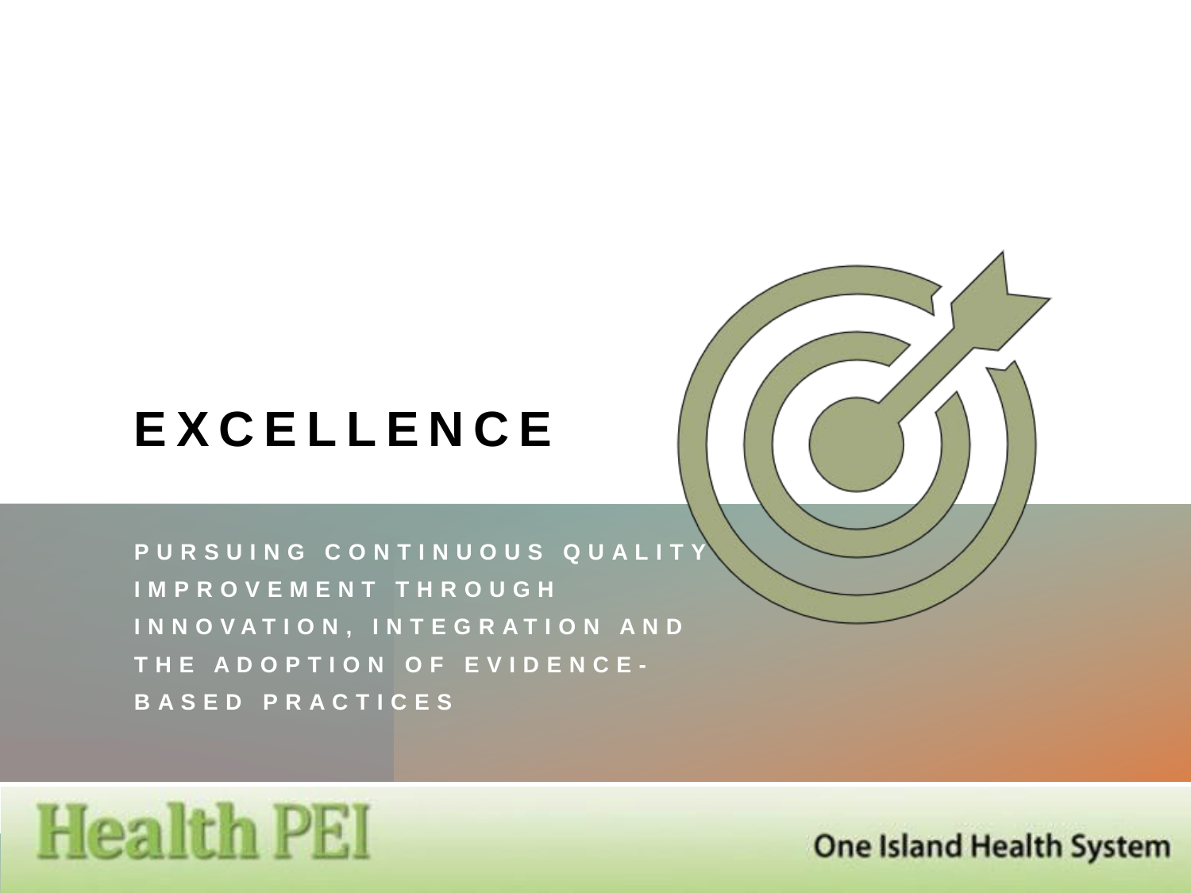# EXCELLENCE

PURSUING CONTINUOUS QUALITY IMPROVEMENT THROUGH INNOVATION, INTEGRATION AND THE ADOPTION OF EVIDENCE-BASED PRACTICES

Health PEI

One Island Health System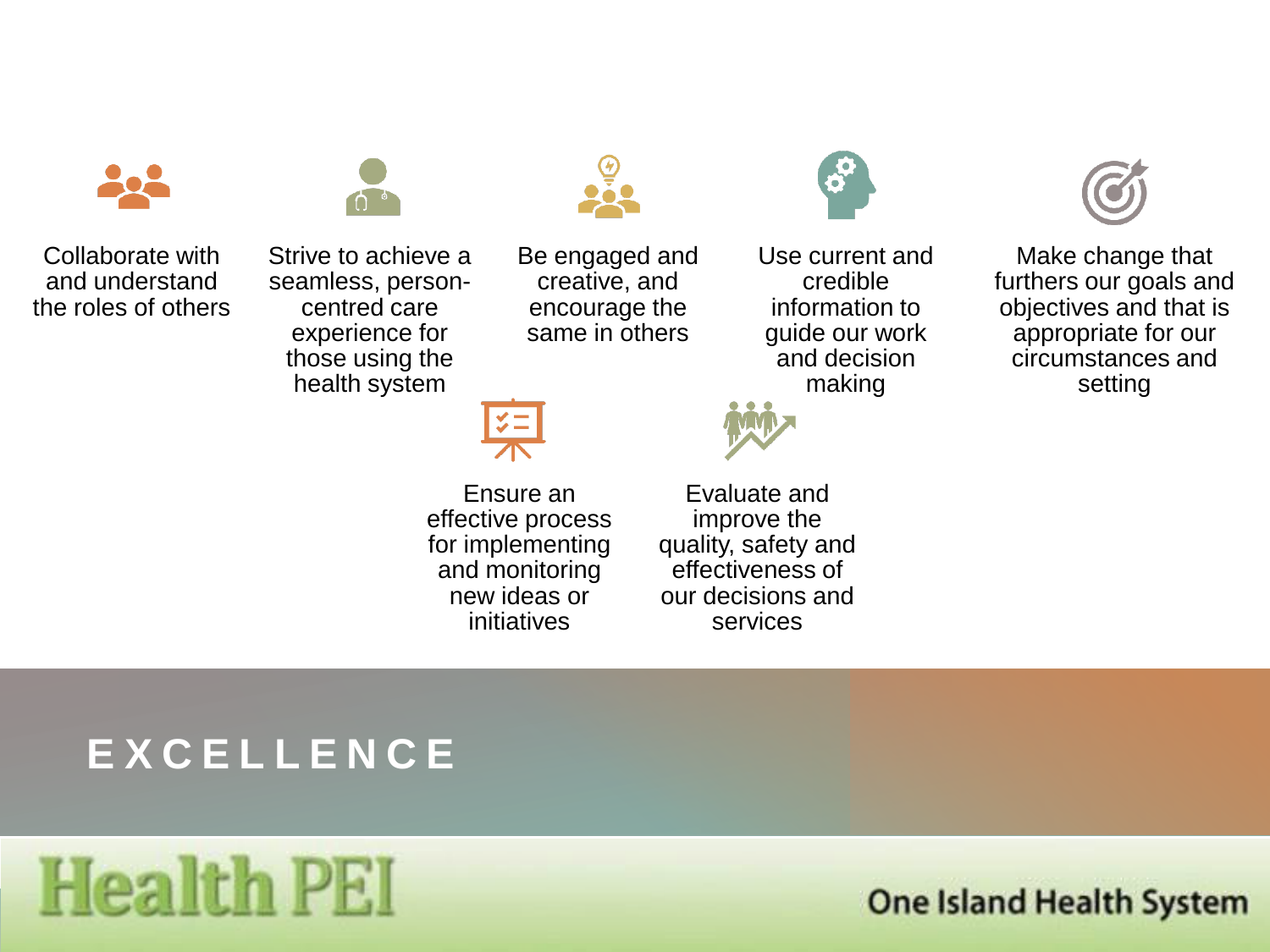# EXCELLENCE

- Collaborate with and understand the roles of others
- Strive to achieve a seamless, person-centred care experience for those using the health system
- Be engaged and creative, and encourage the same in others
- Use current and credible information to guide our work and decision making
- Make change that furthers our goals and objectives and that is appropriate for our circumstances and setting
- Ensure an effective process for implementing and monitoring new ideas or initiatives
- Evaluate and improve the quality, safety and effectiveness of our decisions and services

Health PEI

One Island Health System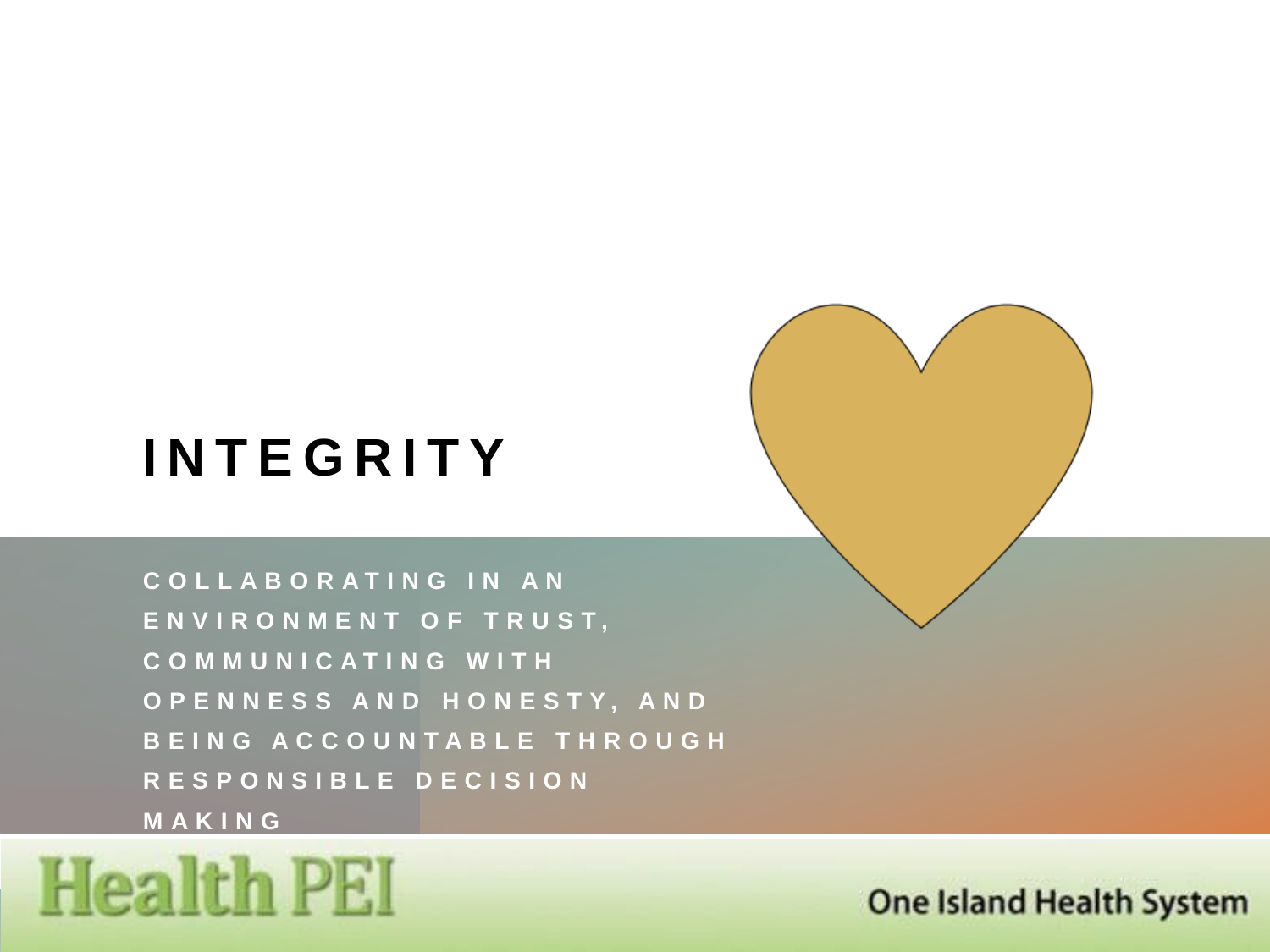# INTEGRITY

COLLABORATING IN AN ENVIRONMENT OF TRUST, COMMUNICATING WITH OPENNESS AND HONESTY, AND BEING ACCOUNTABLE THROUGH RESPONSIBLE DECISION MAKING

Health PEI

One Island Health System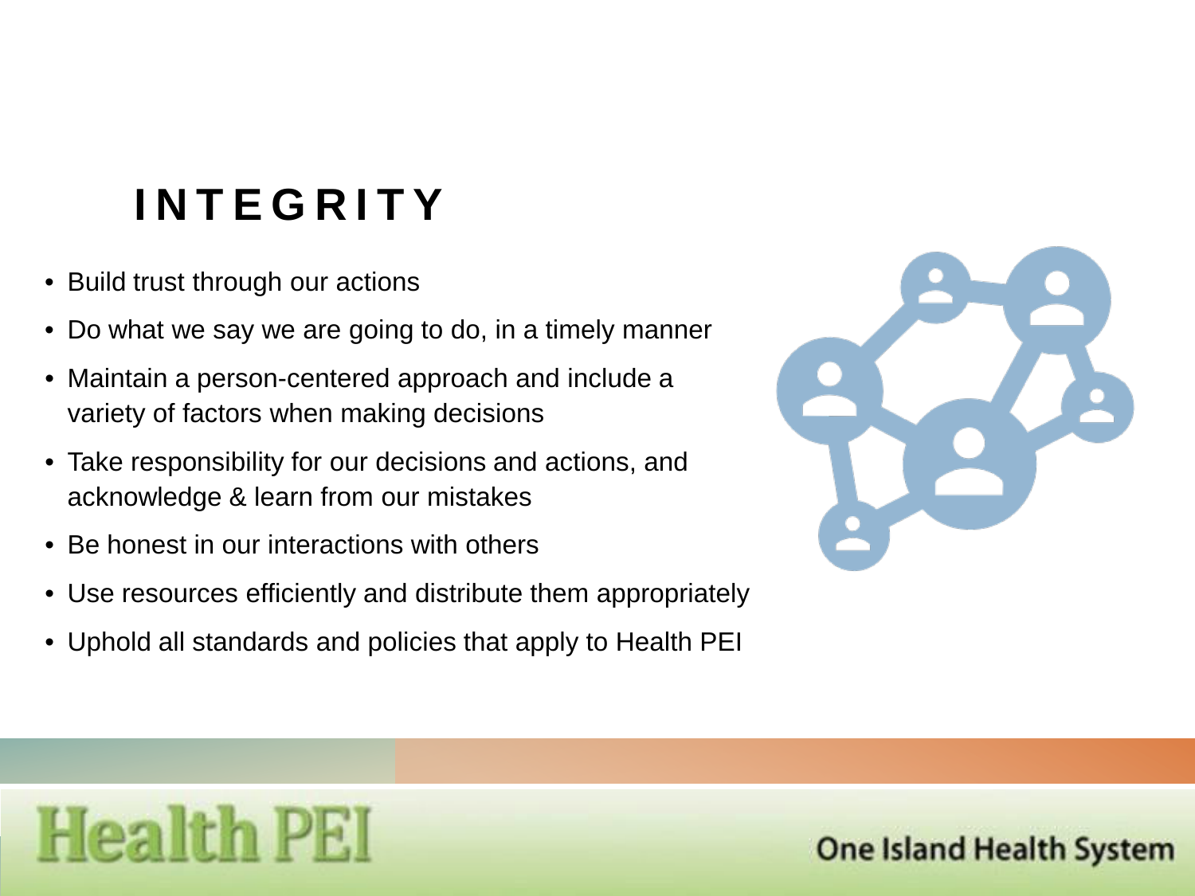# INTEGRITY

- Build trust through our actions
- Do what we say we are going to do, in a timely manner
- Maintain a person-centered approach and include a variety of factors when making decisions
- Take responsibility for our decisions and actions, and acknowledge & learn from our mistakes
- Be honest in our interactions with others
- Use resources efficiently and distribute them appropriately
- Uphold all standards and policies that apply to Health PEI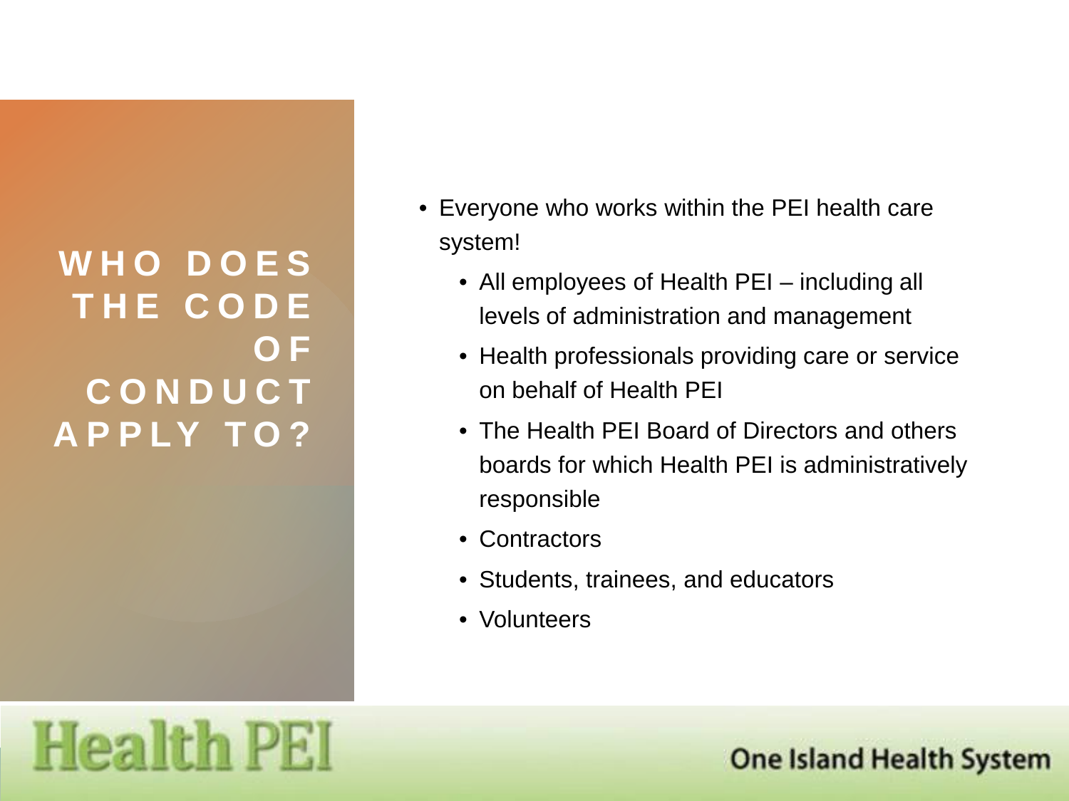# WHO DOES THE CODE OF CONDUCT APPLY TO?

- Everyone who works within the PEI health care system!
  - All employees of Health PEI – including all levels of administration and management
  - Health professionals providing care or service on behalf of Health PEI
  - The Health PEI Board of Directors and others boards for which Health PEI is administratively responsible
  - Contractors
  - Students, trainees, and educators
  - Volunteers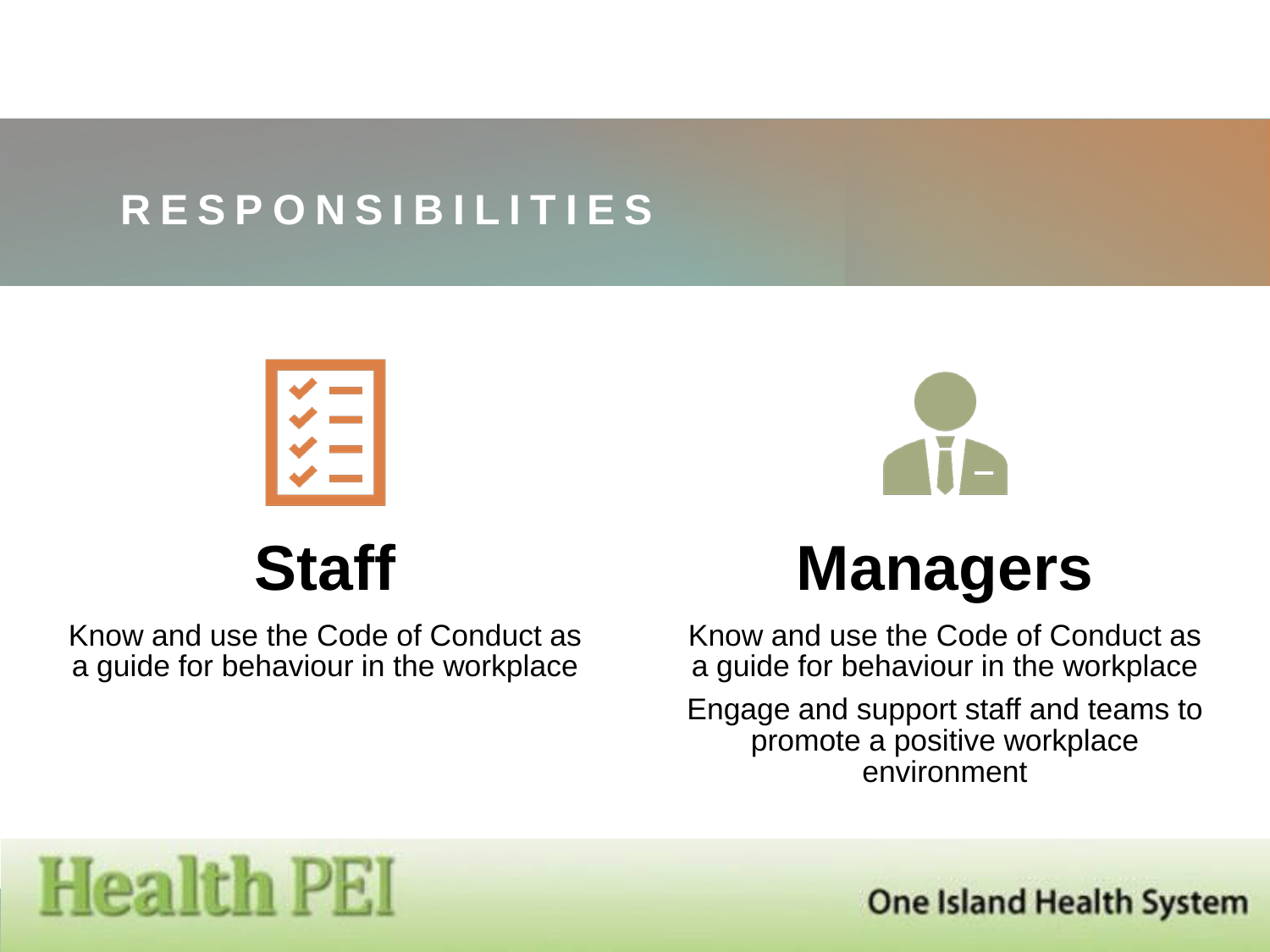# RESPONSIBILITIES

## Staff

Know and use the Code of Conduct as a guide for behaviour in the workplace

## Managers

Know and use the Code of Conduct as a guide for behaviour in the workplace

Engage and support staff and teams to promote a positive workplace environment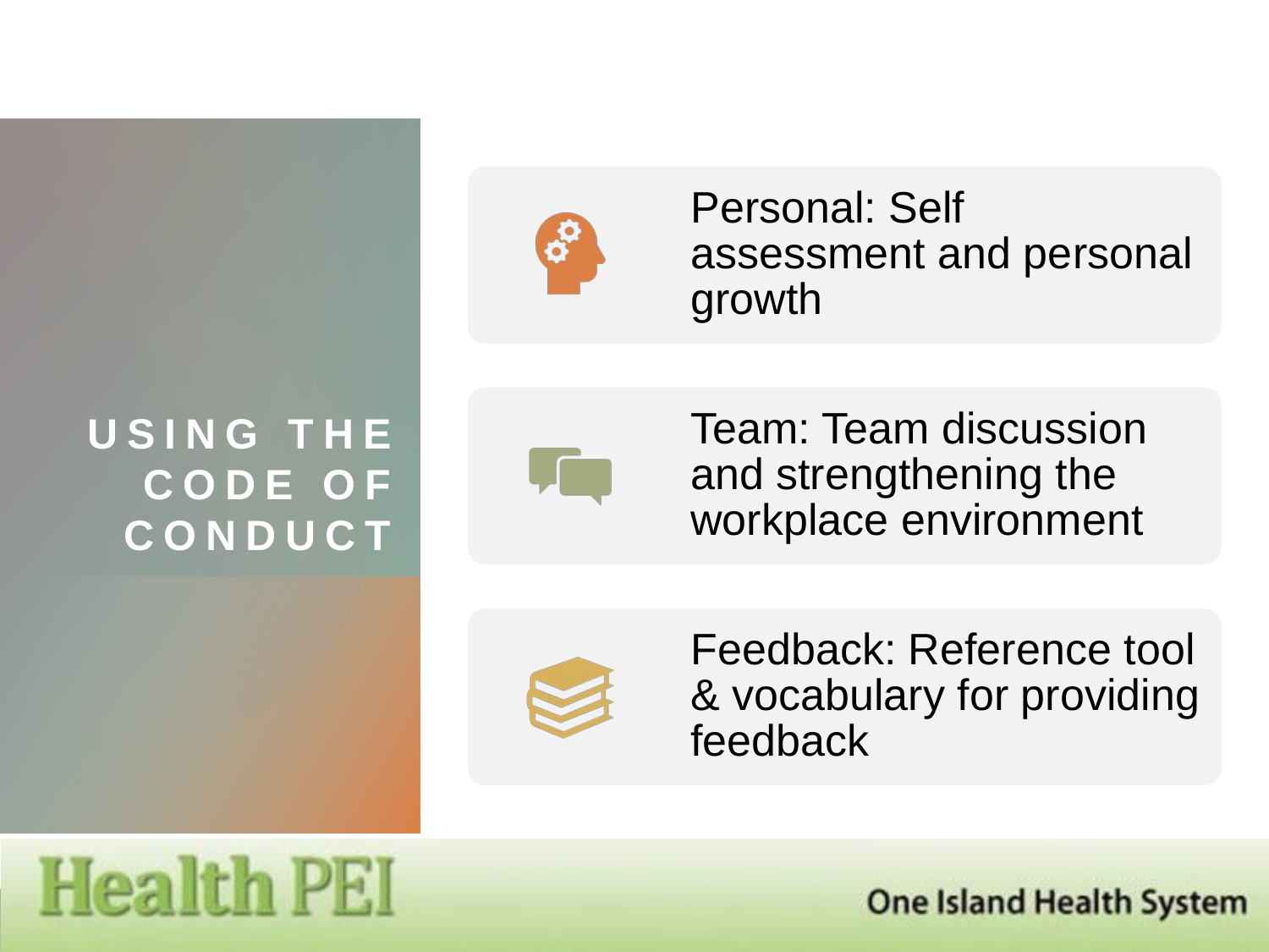# USING THE CODE OF CONDUCT

- Personal: Self assessment and personal growth
- Team: Team discussion and strengthening the workplace environment
- Feedback: Reference tool & vocabulary for providing feedback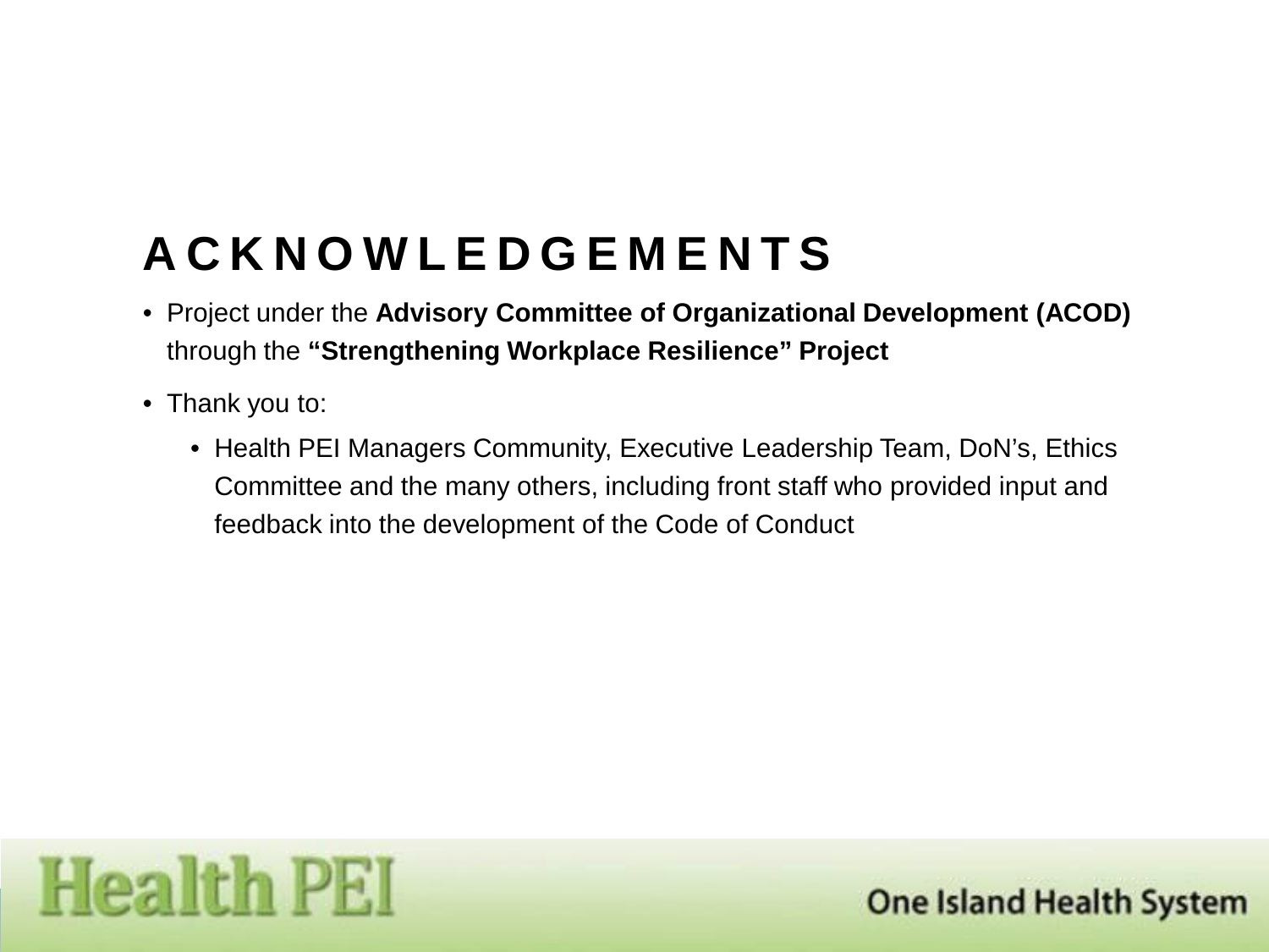# ACKNOWLEDGEMENTS

- Project under the **Advisory Committee of Organizational Development (ACOD)** through the **“Strengthening Workplace Resilience” Project**
- Thank you to:
  - Health PEI Managers Community, Executive Leadership Team, DoN’s, Ethics Committee and the many others, including front staff who provided input and feedback into the development of the Code of Conduct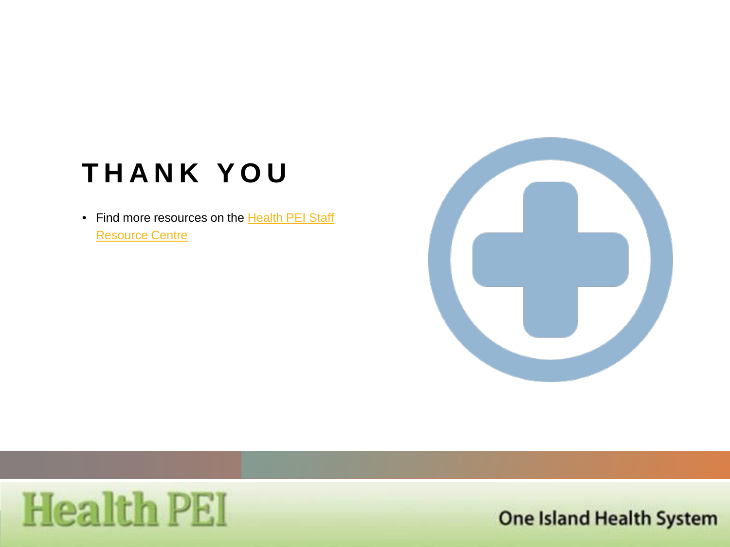# THANK YOU

- Find more resources on the Health PEI Staff Resource Centre